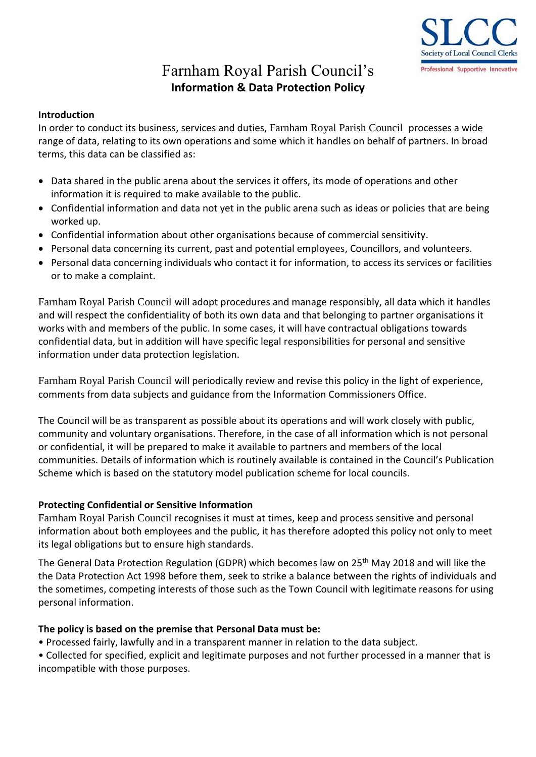# Farnham Royal Parish Council's
## Information & Data Protection Policy

**Introduction**

In order to conduct its business, services and duties, Farnham Royal Parish Council processes a wide range of data, relating to its own operations and some which it handles on behalf of partners. In broad terms, this data can be classified as:

- Data shared in the public arena about the services it offers, its mode of operations and other information it is required to make available to the public.
- Confidential information and data not yet in the public arena such as ideas or policies that are being worked up.
- Confidential information about other organisations because of commercial sensitivity.
- Personal data concerning its current, past and potential employees, Councillors, and volunteers.
- Personal data concerning individuals who contact it for information, to access its services or facilities or to make a complaint.

Farnham Royal Parish Council will adopt procedures and manage responsibly, all data which it handles and will respect the confidentiality of both its own data and that belonging to partner organisations it works with and members of the public. In some cases, it will have contractual obligations towards confidential data, but in addition will have specific legal responsibilities for personal and sensitive information under data protection legislation.

Farnham Royal Parish Council will periodically review and revise this policy in the light of experience, comments from data subjects and guidance from the Information Commissioners Office.

The Council will be as transparent as possible about its operations and will work closely with public, community and voluntary organisations. Therefore, in the case of all information which is not personal or confidential, it will be prepared to make it available to partners and members of the local communities. Details of information which is routinely available is contained in the Council's Publication Scheme which is based on the statutory model publication scheme for local councils.

**Protecting Confidential or Sensitive Information**

Farnham Royal Parish Council recognises it must at times, keep and process sensitive and personal information about both employees and the public, it has therefore adopted this policy not only to meet its legal obligations but to ensure high standards.

The General Data Protection Regulation (GDPR) which becomes law on 25th May 2018 and will like the the Data Protection Act 1998 before them, seek to strike a balance between the rights of individuals and the sometimes, competing interests of those such as the Town Council with legitimate reasons for using personal information.

**The policy is based on the premise that Personal Data must be:**

• Processed fairly, lawfully and in a transparent manner in relation to the data subject.

• Collected for specified, explicit and legitimate purposes and not further processed in a manner that is incompatible with those purposes.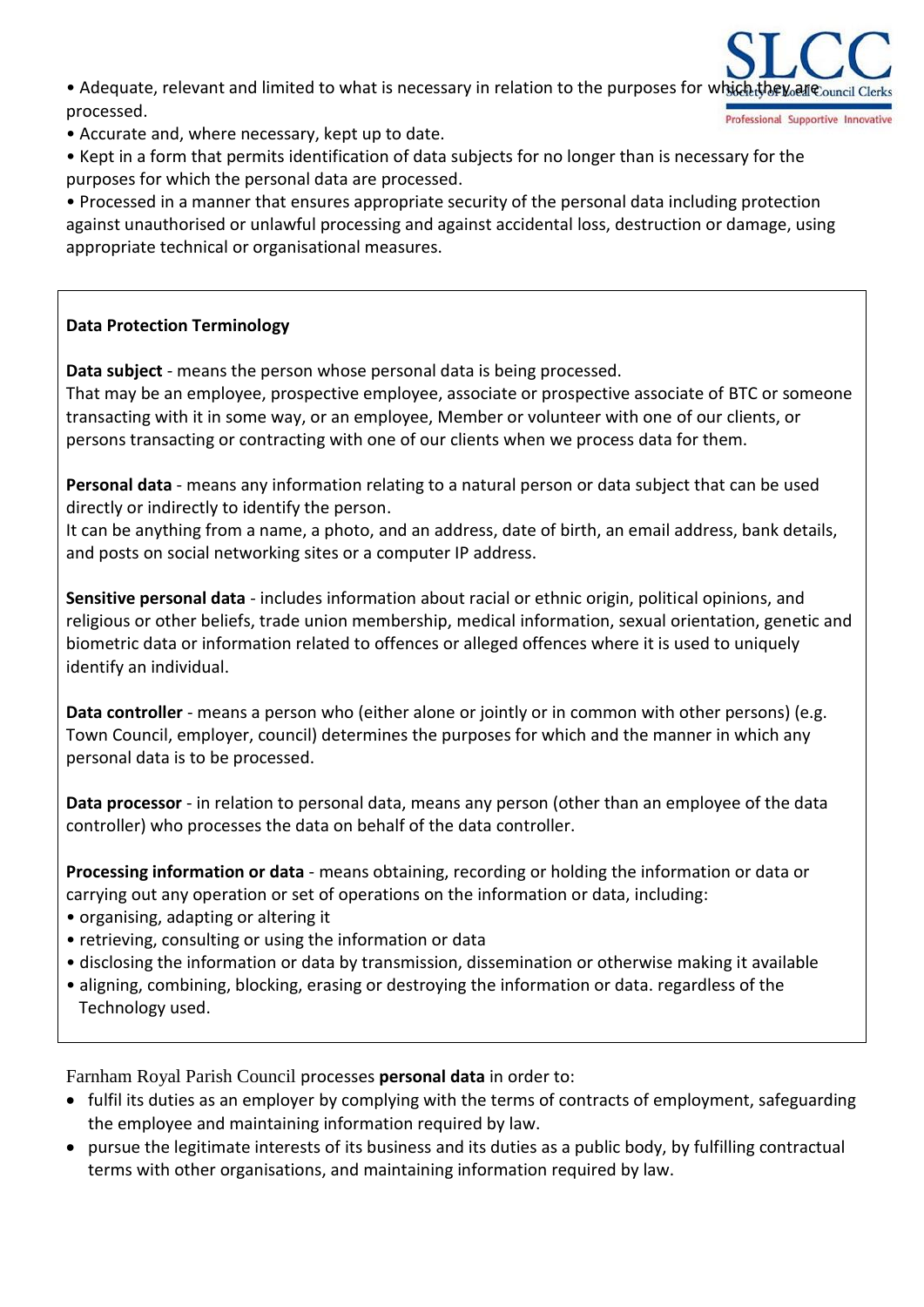- Adequate, relevant and limited to what is necessary in relation to the purposes for which they are processed.
- Accurate and, where necessary, kept up to date.
- Kept in a form that permits identification of data subjects for no longer than is necessary for the purposes for which the personal data are processed.
- Processed in a manner that ensures appropriate security of the personal data including protection against unauthorised or unlawful processing and against accidental loss, destruction or damage, using appropriate technical or organisational measures.

**Data Protection Terminology**

**Data subject** - means the person whose personal data is being processed.
That may be an employee, prospective employee, associate or prospective associate of BTC or someone transacting with it in some way, or an employee, Member or volunteer with one of our clients, or persons transacting or contracting with one of our clients when we process data for them.

**Personal data** - means any information relating to a natural person or data subject that can be used directly or indirectly to identify the person.
It can be anything from a name, a photo, and an address, date of birth, an email address, bank details, and posts on social networking sites or a computer IP address.

**Sensitive personal data** - includes information about racial or ethnic origin, political opinions, and religious or other beliefs, trade union membership, medical information, sexual orientation, genetic and biometric data or information related to offences or alleged offences where it is used to uniquely identify an individual.

**Data controller** - means a person who (either alone or jointly or in common with other persons) (e.g. Town Council, employer, council) determines the purposes for which and the manner in which any personal data is to be processed.

**Data processor** - in relation to personal data, means any person (other than an employee of the data controller) who processes the data on behalf of the data controller.

**Processing information or data** - means obtaining, recording or holding the information or data or carrying out any operation or set of operations on the information or data, including:
- organising, adapting or altering it
- retrieving, consulting or using the information or data
- disclosing the information or data by transmission, dissemination or otherwise making it available
- aligning, combining, blocking, erasing or destroying the information or data. regardless of the Technology used.

Farnham Royal Parish Council processes **personal data** in order to:

- fulfil its duties as an employer by complying with the terms of contracts of employment, safeguarding the employee and maintaining information required by law.
- pursue the legitimate interests of its business and its duties as a public body, by fulfilling contractual terms with other organisations, and maintaining information required by law.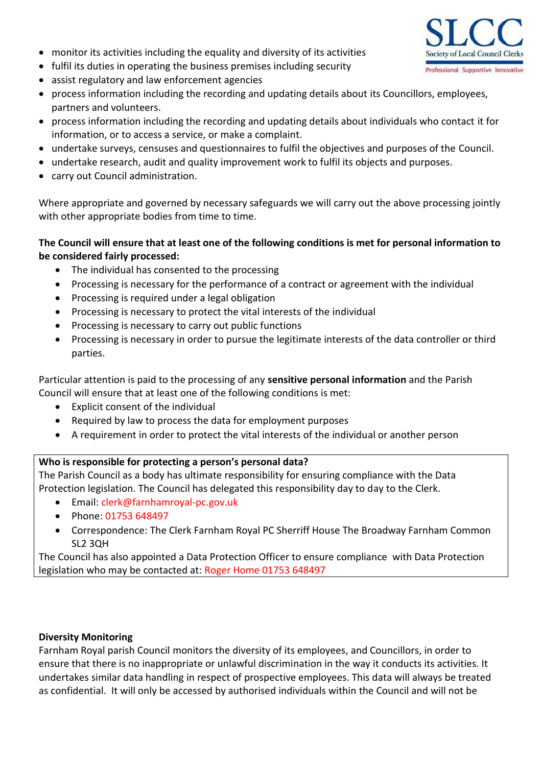- monitor its activities including the equality and diversity of its activities
- fulfil its duties in operating the business premises including security
- assist regulatory and law enforcement agencies
- process information including the recording and updating details about its Councillors, employees, partners and volunteers.
- process information including the recording and updating details about individuals who contact it for information, or to access a service, or make a complaint.
- undertake surveys, censuses and questionnaires to fulfil the objectives and purposes of the Council.
- undertake research, audit and quality improvement work to fulfil its objects and purposes.
- carry out Council administration.

Where appropriate and governed by necessary safeguards we will carry out the above processing jointly with other appropriate bodies from time to time.

**The Council will ensure that at least one of the following conditions is met for personal information to be considered fairly processed:**

- The individual has consented to the processing
- Processing is necessary for the performance of a contract or agreement with the individual
- Processing is required under a legal obligation
- Processing is necessary to protect the vital interests of the individual
- Processing is necessary to carry out public functions
- Processing is necessary in order to pursue the legitimate interests of the data controller or third parties.

Particular attention is paid to the processing of any **sensitive personal information** and the Parish Council will ensure that at least one of the following conditions is met:

- Explicit consent of the individual
- Required by law to process the data for employment purposes
- A requirement in order to protect the vital interests of the individual or another person

**Who is responsible for protecting a person's personal data?**
The Parish Council as a body has ultimate responsibility for ensuring compliance with the Data Protection legislation. The Council has delegated this responsibility day to day to the Clerk.

- Email: clerk@farnhamroyal-pc.gov.uk
- Phone: 01753 648497
- Correspondence: The Clerk Farnham Royal PC Sherriff House The Broadway Farnham Common SL2 3QH

The Council has also appointed a Data Protection Officer to ensure compliance with Data Protection legislation who may be contacted at: Roger Home 01753 648497

**Diversity Monitoring**
Farnham Royal parish Council monitors the diversity of its employees, and Councillors, in order to ensure that there is no inappropriate or unlawful discrimination in the way it conducts its activities. It undertakes similar data handling in respect of prospective employees. This data will always be treated as confidential. It will only be accessed by authorised individuals within the Council and will not be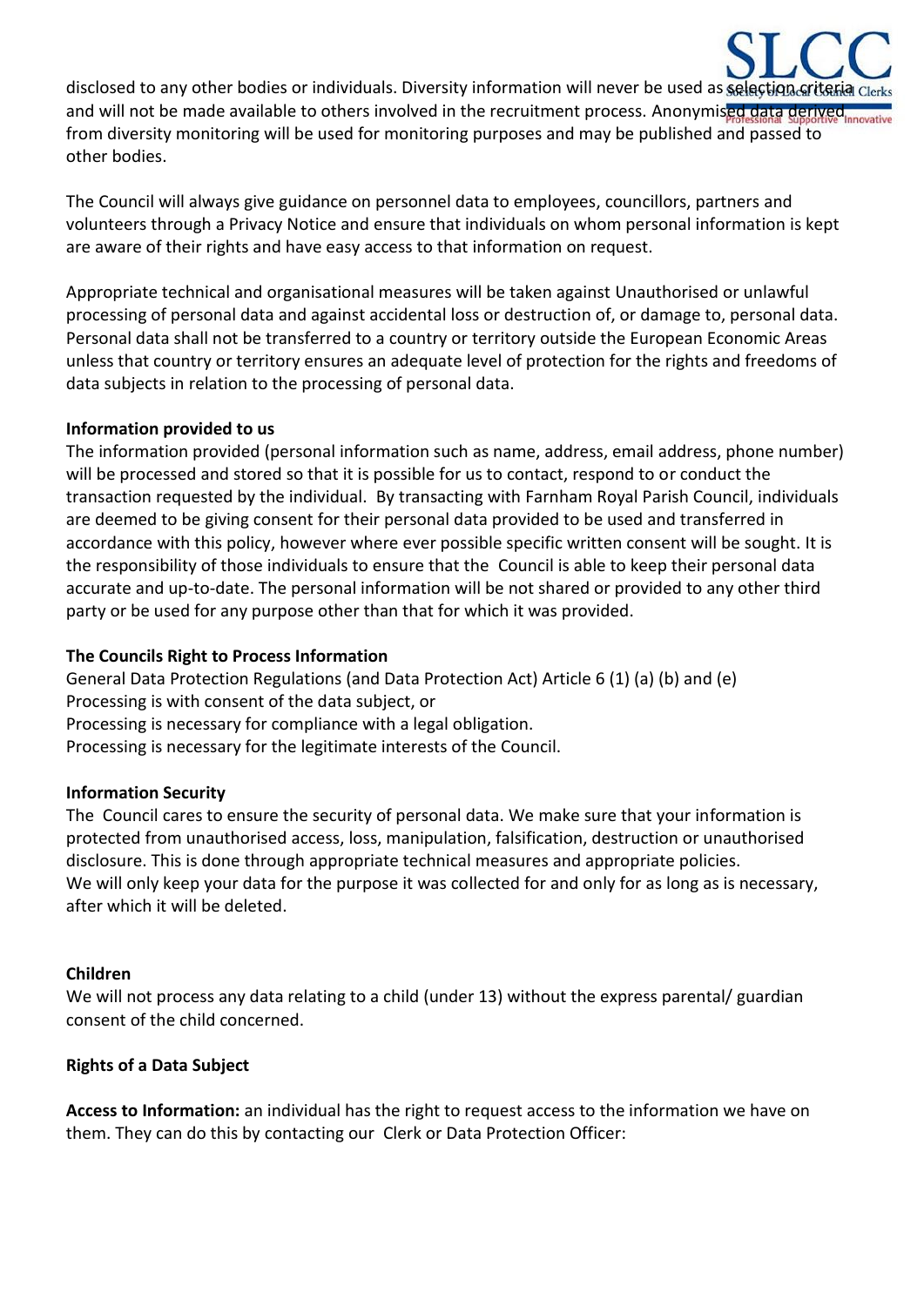disclosed to any other bodies or individuals. Diversity information will never be used as selection criteria and will not be made available to others involved in the recruitment process. Anonymised data derived from diversity monitoring will be used for monitoring purposes and may be published and passed to other bodies.

The Council will always give guidance on personnel data to employees, councillors, partners and volunteers through a Privacy Notice and ensure that individuals on whom personal information is kept are aware of their rights and have easy access to that information on request.

Appropriate technical and organisational measures will be taken against Unauthorised or unlawful processing of personal data and against accidental loss or destruction of, or damage to, personal data. Personal data shall not be transferred to a country or territory outside the European Economic Areas unless that country or territory ensures an adequate level of protection for the rights and freedoms of data subjects in relation to the processing of personal data.

**Information provided to us**

The information provided (personal information such as name, address, email address, phone number) will be processed and stored so that it is possible for us to contact, respond to or conduct the transaction requested by the individual. By transacting with Farnham Royal Parish Council, individuals are deemed to be giving consent for their personal data provided to be used and transferred in accordance with this policy, however where ever possible specific written consent will be sought. It is the responsibility of those individuals to ensure that the Council is able to keep their personal data accurate and up-to-date. The personal information will be not shared or provided to any other third party or be used for any purpose other than that for which it was provided.

**The Councils Right to Process Information**

General Data Protection Regulations (and Data Protection Act) Article 6 (1) (a) (b) and (e)
Processing is with consent of the data subject, or
Processing is necessary for compliance with a legal obligation.
Processing is necessary for the legitimate interests of the Council.

**Information Security**

The Council cares to ensure the security of personal data. We make sure that your information is protected from unauthorised access, loss, manipulation, falsification, destruction or unauthorised disclosure. This is done through appropriate technical measures and appropriate policies.
We will only keep your data for the purpose it was collected for and only for as long as is necessary, after which it will be deleted.

**Children**

We will not process any data relating to a child (under 13) without the express parental/ guardian consent of the child concerned.

**Rights of a Data Subject**

**Access to Information:** an individual has the right to request access to the information we have on them. They can do this by contacting our Clerk or Data Protection Officer: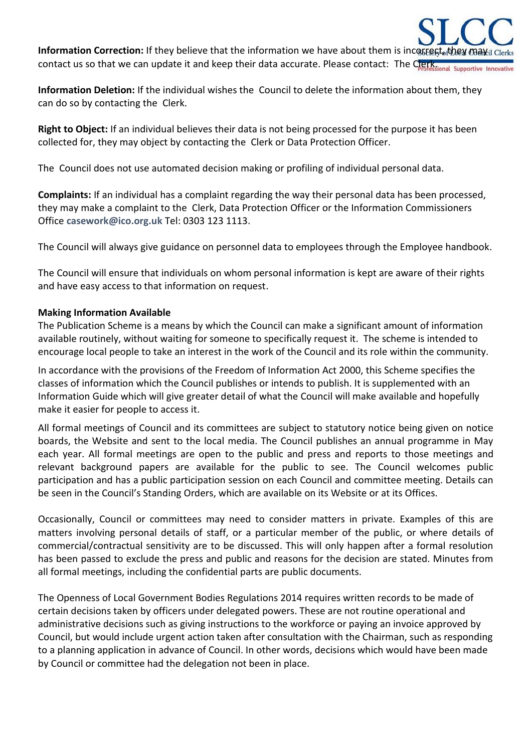**Information Correction:** If they believe that the information we have about them is incorrect, they may contact us so that we can update it and keep their data accurate. Please contact: The Clerk.

**Information Deletion:** If the individual wishes the Council to delete the information about them, they can do so by contacting the Clerk.

**Right to Object:** If an individual believes their data is not being processed for the purpose it has been collected for, they may object by contacting the Clerk or Data Protection Officer.

The Council does not use automated decision making or profiling of individual personal data.

**Complaints:** If an individual has a complaint regarding the way their personal data has been processed, they may make a complaint to the Clerk, Data Protection Officer or the Information Commissioners Office **casework@ico.org.uk** Tel: 0303 123 1113.

The Council will always give guidance on personnel data to employees through the Employee handbook.

The Council will ensure that individuals on whom personal information is kept are aware of their rights and have easy access to that information on request.

**Making Information Available**

The Publication Scheme is a means by which the Council can make a significant amount of information available routinely, without waiting for someone to specifically request it. The scheme is intended to encourage local people to take an interest in the work of the Council and its role within the community.

In accordance with the provisions of the Freedom of Information Act 2000, this Scheme specifies the classes of information which the Council publishes or intends to publish. It is supplemented with an Information Guide which will give greater detail of what the Council will make available and hopefully make it easier for people to access it.

All formal meetings of Council and its committees are subject to statutory notice being given on notice boards, the Website and sent to the local media. The Council publishes an annual programme in May each year. All formal meetings are open to the public and press and reports to those meetings and relevant background papers are available for the public to see. The Council welcomes public participation and has a public participation session on each Council and committee meeting. Details can be seen in the Council's Standing Orders, which are available on its Website or at its Offices.

Occasionally, Council or committees may need to consider matters in private. Examples of this are matters involving personal details of staff, or a particular member of the public, or where details of commercial/contractual sensitivity are to be discussed. This will only happen after a formal resolution has been passed to exclude the press and public and reasons for the decision are stated. Minutes from all formal meetings, including the confidential parts are public documents.

The Openness of Local Government Bodies Regulations 2014 requires written records to be made of certain decisions taken by officers under delegated powers. These are not routine operational and administrative decisions such as giving instructions to the workforce or paying an invoice approved by Council, but would include urgent action taken after consultation with the Chairman, such as responding to a planning application in advance of Council. In other words, decisions which would have been made by Council or committee had the delegation not been in place.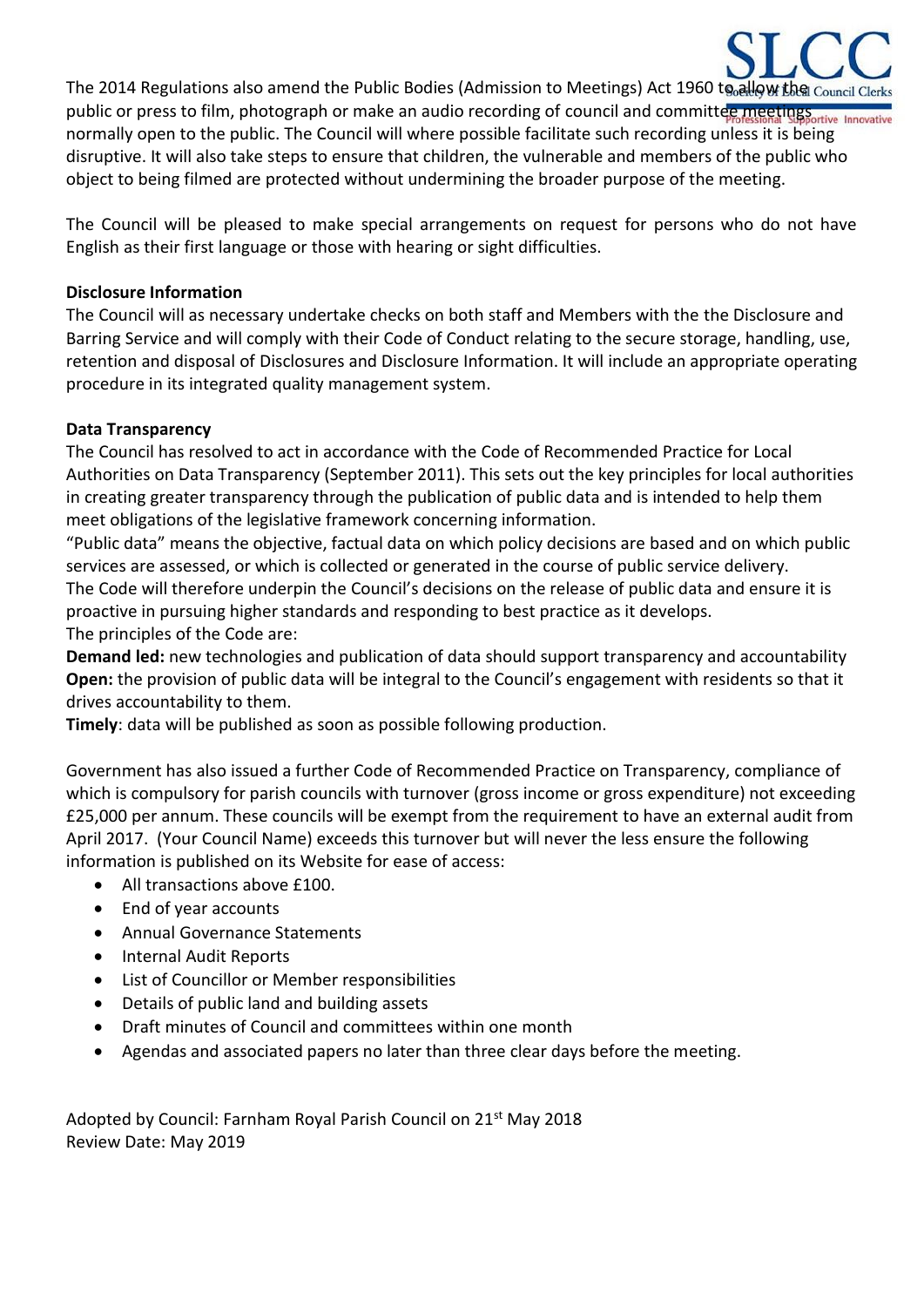The 2014 Regulations also amend the Public Bodies (Admission to Meetings) Act 1960 to allow the public or press to film, photograph or make an audio recording of council and committee meetings normally open to the public. The Council will where possible facilitate such recording unless it is being disruptive. It will also take steps to ensure that children, the vulnerable and members of the public who object to being filmed are protected without undermining the broader purpose of the meeting.

The Council will be pleased to make special arrangements on request for persons who do not have English as their first language or those with hearing or sight difficulties.

**Disclosure Information**

The Council will as necessary undertake checks on both staff and Members with the the Disclosure and Barring Service and will comply with their Code of Conduct relating to the secure storage, handling, use, retention and disposal of Disclosures and Disclosure Information. It will include an appropriate operating procedure in its integrated quality management system.

**Data Transparency**

The Council has resolved to act in accordance with the Code of Recommended Practice for Local Authorities on Data Transparency (September 2011). This sets out the key principles for local authorities in creating greater transparency through the publication of public data and is intended to help them meet obligations of the legislative framework concerning information.

"Public data" means the objective, factual data on which policy decisions are based and on which public services are assessed, or which is collected or generated in the course of public service delivery.

The Code will therefore underpin the Council's decisions on the release of public data and ensure it is proactive in pursuing higher standards and responding to best practice as it develops.

The principles of the Code are:

**Demand led:** new technologies and publication of data should support transparency and accountability

**Open:** the provision of public data will be integral to the Council's engagement with residents so that it drives accountability to them.

**Timely**: data will be published as soon as possible following production.

Government has also issued a further Code of Recommended Practice on Transparency, compliance of which is compulsory for parish councils with turnover (gross income or gross expenditure) not exceeding £25,000 per annum. These councils will be exempt from the requirement to have an external audit from April 2017. (Your Council Name) exceeds this turnover but will never the less ensure the following information is published on its Website for ease of access:

- All transactions above £100.
- End of year accounts
- Annual Governance Statements
- Internal Audit Reports
- List of Councillor or Member responsibilities
- Details of public land and building assets
- Draft minutes of Council and committees within one month
- Agendas and associated papers no later than three clear days before the meeting.

Adopted by Council: Farnham Royal Parish Council on 21st May 2018
Review Date: May 2019